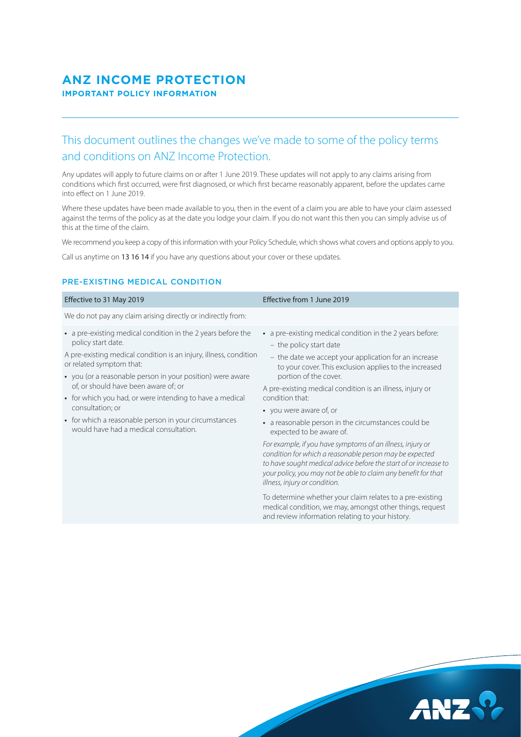# ANZ INCOME PROTECTION

**IMPORTANT POLICY INFORMATION**

## This document outlines the changes we've made to some of the policy terms and conditions on ANZ Income Protection.

Any updates will apply to future claims on or after 1 June 2019. These updates will not apply to any claims arising from conditions which first occurred, were first diagnosed, or which first became reasonably apparent, before the updates came into effect on 1 June 2019.

Where these updates have been made available to you, then in the event of a claim you are able to have your claim assessed against the terms of the policy as at the date you lodge your claim. If you do not want this then you can simply advise us of this at the time of the claim.

We recommend you keep a copy of this information with your Policy Schedule, which shows what covers and options apply to you.

Call us anytime on 13 16 14 if you have any questions about your cover or these updates.

### PRE-EXISTING MEDICAL CONDITION

| Effective to 31 May 2019 | Effective from 1 June 2019 |
|---|---|
| We do not pay any claim arising directly or indirectly from: | |
| • a pre-existing medical condition in the 2 years before the policy start date.<br><br>A pre-existing medical condition is an injury, illness, condition or related symptom that:<br>• you (or a reasonable person in your position) were aware of, or should have been aware of; or<br>• for which you had, or were intending to have a medical consultation; or<br>• for which a reasonable person in your circumstances would have had a medical consultation. | • a pre-existing medical condition in the 2 years before:<br>– the policy start date<br>– the date we accept your application for an increase to your cover. This exclusion applies to the increased portion of the cover.<br><br>A pre-existing medical condition is an illness, injury or condition that:<br>• you were aware of, or<br>• a reasonable person in the circumstances could be expected to be aware of.<br><br>*For example, if you have symptoms of an illness, injury or condition for which a reasonable person may be expected to have sought medical advice before the start of or increase to your policy, you may not be able to claim any benefit for that illness, injury or condition.*<br><br>To determine whether your claim relates to a pre-existing medical condition, we may, amongst other things, request and review information relating to your history. |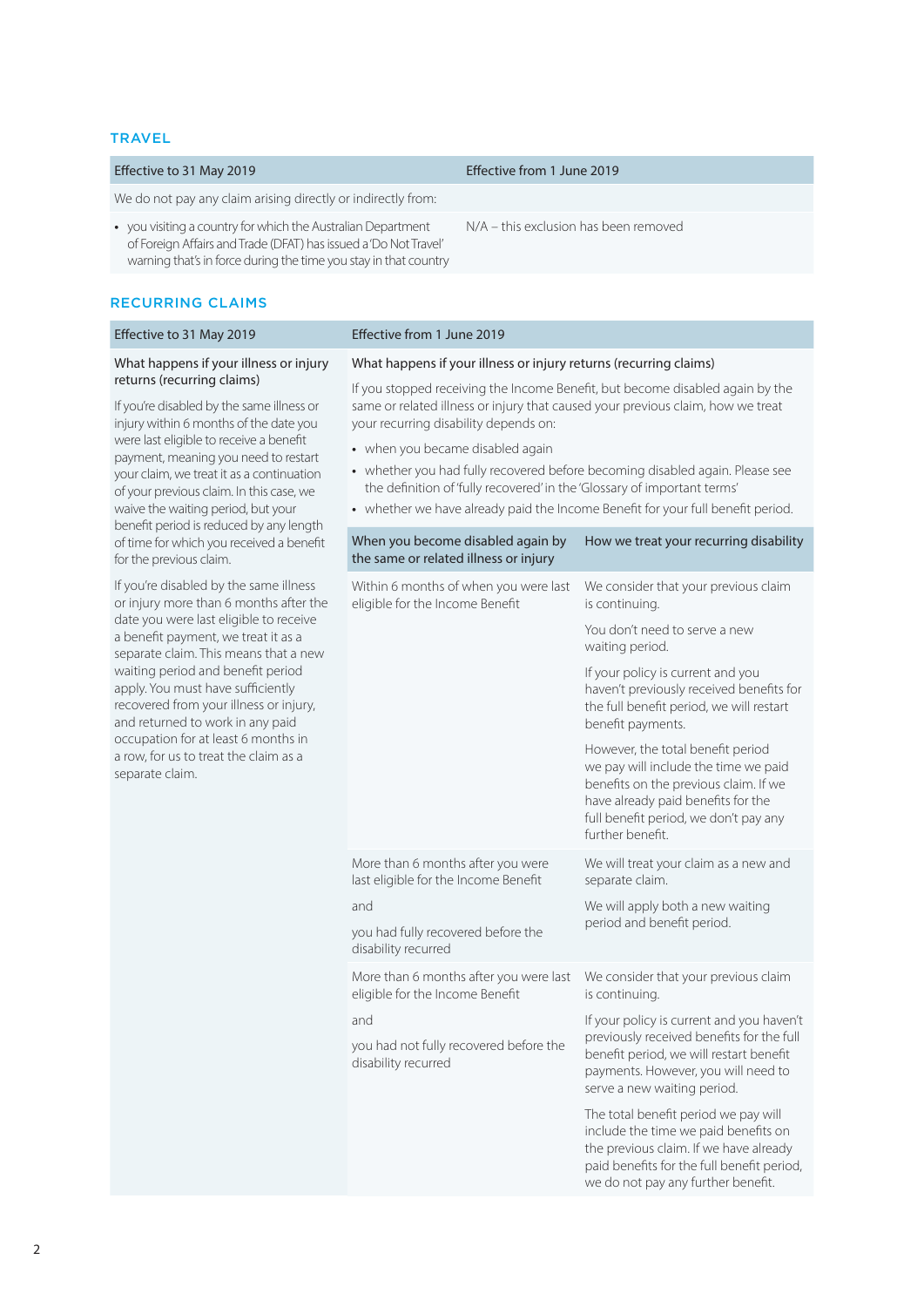## TRAVEL

| Effective to 31 May 2019 | Effective from 1 June 2019 |
|---|---|
| We do not pay any claim arising directly or indirectly from: | |
| • you visiting a country for which the Australian Department of Foreign Affairs and Trade (DFAT) has issued a 'Do Not Travel' warning that's in force during the time you stay in that country | N/A – this exclusion has been removed |

## RECURRING CLAIMS

| Effective to 31 May 2019 | Effective from 1 June 2019 | |
|---|---|---|
| What happens if your illness or injury returns (recurring claims)<br><br>If you're disabled by the same illness or injury within 6 months of the date you were last eligible to receive a benefit payment, meaning you need to restart your claim, we treat it as a continuation of your previous claim. In this case, we waive the waiting period, but your benefit period is reduced by any length of time for which you received a benefit for the previous claim.<br><br>If you're disabled by the same illness or injury more than 6 months after the date you were last eligible to receive a benefit payment, we treat it as a separate claim. This means that a new waiting period and benefit period apply. You must have sufficiently recovered from your illness or injury, and returned to work in any paid occupation for at least 6 months in a row, for us to treat the claim as a separate claim. | What happens if your illness or injury returns (recurring claims)<br><br>If you stopped receiving the Income Benefit, but become disabled again by the same or related illness or injury that caused your previous claim, how we treat your recurring disability depends on:<br><br>• when you became disabled again<br>• whether you had fully recovered before becoming disabled again. Please see the definition of 'fully recovered' in the 'Glossary of important terms'<br>• whether we have already paid the Income Benefit for your full benefit period. | |
| | **When you become disabled again by the same or related illness or injury** | **How we treat your recurring disability** |
| | Within 6 months of when you were last eligible for the Income Benefit | We consider that your previous claim is continuing.<br><br>You don't need to serve a new waiting period.<br><br>If your policy is current and you haven't previously received benefits for the full benefit period, we will restart benefit payments.<br><br>However, the total benefit period we pay will include the time we paid benefits on the previous claim. If we have already paid benefits for the full benefit period, we don't pay any further benefit. |
| | More than 6 months after you were last eligible for the Income Benefit<br><br>and<br><br>you had fully recovered before the disability recurred | We will treat your claim as a new and separate claim.<br><br>We will apply both a new waiting period and benefit period. |
| | More than 6 months after you were last eligible for the Income Benefit<br><br>and<br><br>you had not fully recovered before the disability recurred | We consider that your previous claim is continuing.<br><br>If your policy is current and you haven't previously received benefits for the full benefit period, we will restart payments. However, you will need to serve a new waiting period.<br><br>The total benefit period we pay will include the time we paid benefits on the previous claim. If we have already paid benefits for the full benefit period, we do not pay any further benefit. |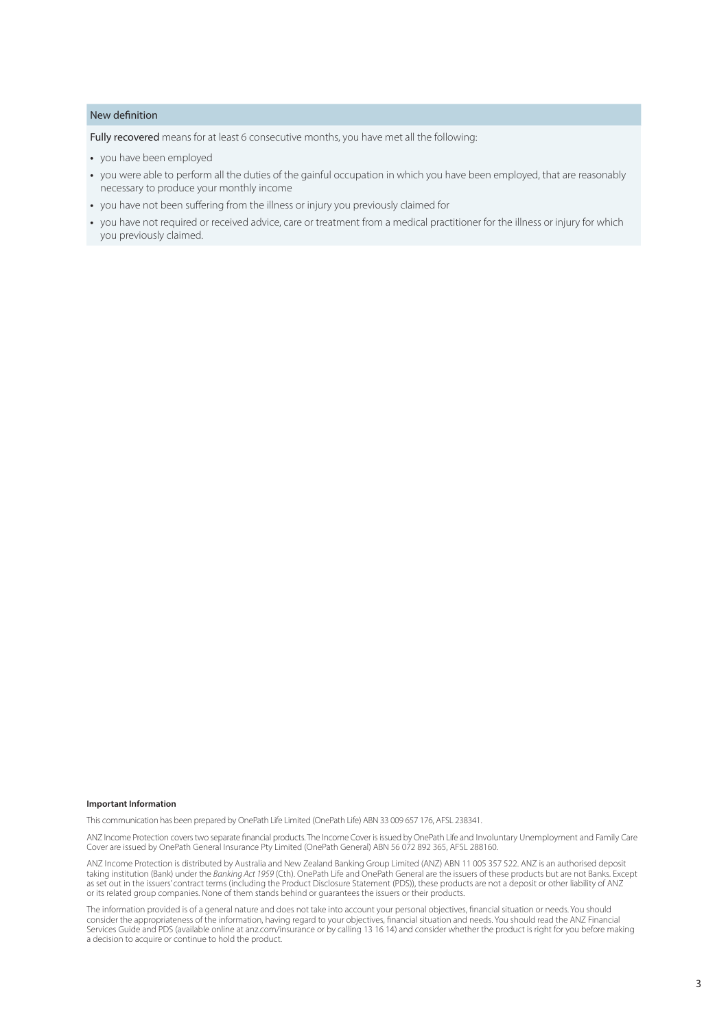### New definition

**Fully recovered** means for at least 6 consecutive months, you have met all the following:

- you have been employed
- you were able to perform all the duties of the gainful occupation in which you have been employed, that are reasonably necessary to produce your monthly income
- you have not been suffering from the illness or injury you previously claimed for
- you have not required or received advice, care or treatment from a medical practitioner for the illness or injury for which you previously claimed.

**Important Information**

This communication has been prepared by OnePath Life Limited (OnePath Life) ABN 33 009 657 176, AFSL 238341.

ANZ Income Protection covers two separate financial products. The Income Cover is issued by OnePath Life and Involuntary Unemployment and Family Care Cover are issued by OnePath General Insurance Pty Limited (OnePath General) ABN 56 072 892 365, AFSL 288160.

ANZ Income Protection is distributed by Australia and New Zealand Banking Group Limited (ANZ) ABN 11 005 357 522. ANZ is an authorised deposit taking institution (Bank) under the *Banking Act 1959* (Cth). OnePath Life and OnePath General are the issuers of these products but are not Banks. Except as set out in the issuers' contract terms (including the Product Disclosure Statement (PDS)), these products are not a deposit or other liability of ANZ or its related group companies. None of them stands behind or guarantees the issuers or their products.

The information provided is of a general nature and does not take into account your personal objectives, financial situation or needs. You should consider the appropriateness of the information, having regard to your objectives, financial situation and needs. You should read the ANZ Financial Services Guide and PDS (available online at anz.com/insurance or by calling 13 16 14) and consider whether the product is right for you before making a decision to acquire or continue to hold the product.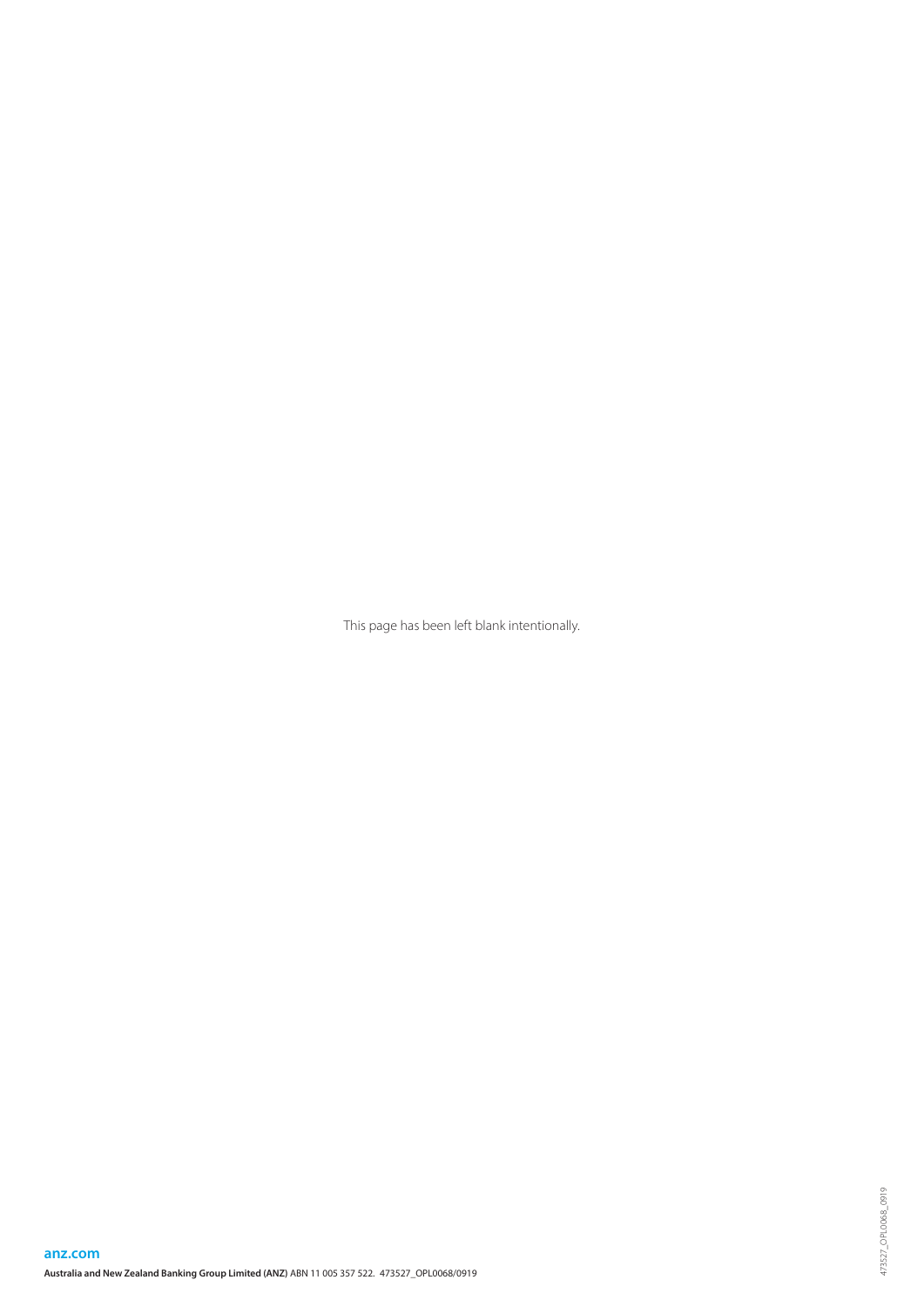This page has been left blank intentionally.

**anz.com**

**Australia and New Zealand Banking Group Limited (ANZ)** ABN 11 005 357 522. 473527_OPL0068/0919

473527_OPL0068_0919